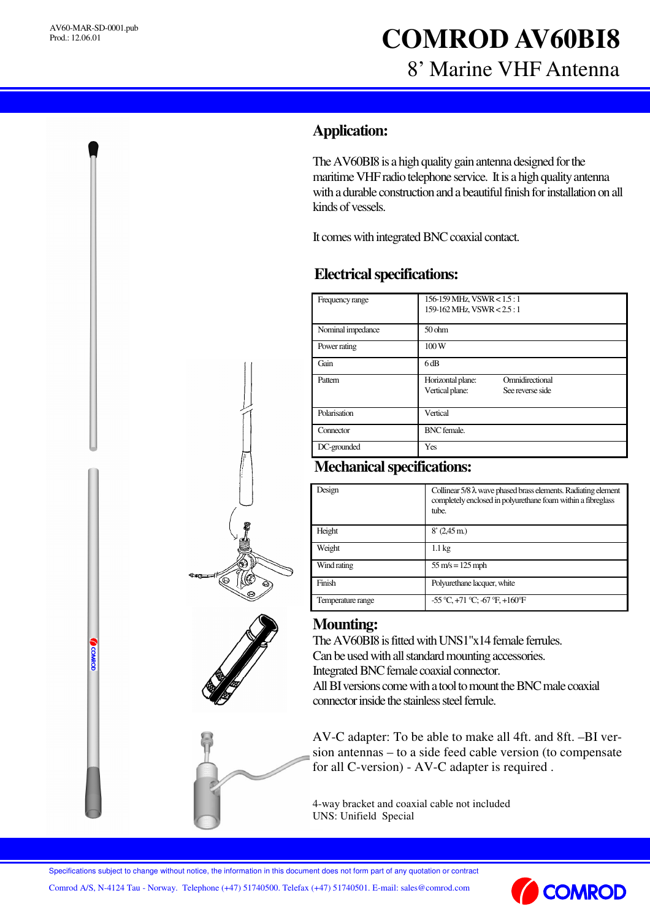AV60-MAR-SD-0001.pub
Prod.: 12.06.01

# COMROD AV60BI8

## 8’ Marine VHF Antenna

## Application:

The AV60BI8 is a high quality gain antenna designed for the maritime VHF radio telephone service. It is a high quality antenna with a durable construction and a beautiful finish for installation on all kinds of vessels.

It comes with integrated BNC coaxial contact.

## Electrical specifications:

| | |
|---|---|
| Frequency range | 156-159 MHz, VSWR < 1.5 : 1<br>159-162 MHz, VSWR < 2.5 : 1 |
| Nominal impedance | 50 ohm |
| Power rating | 100 W |
| Gain | 6 dB |
| Pattern | Horizontal plane: Omnidirectional<br>Vertical plane: See reverse side |
| Polarisation | Vertical |
| Connector | BNC female. |
| DC-grounded | Yes |

## Mechanical specifications:

| | |
|---|---|
| Design | Collinear 5/8 λ wave phased brass elements. Radiating element completely enclosed in polyurethane foam within a fibreglass tube. |
| Height | 8' (2,45 m.) |
| Weight | 1.1 kg |
| Wind rating | 55 m/s = 125 mph |
| Finish | Polyurethane lacquer, white |
| Temperature range | -55 °C, +71 °C; -67 °F, +160°F |

## Mounting:

The AV60BI8 is fitted with UNS1"x14 female ferrules.
Can be used with all standard mounting accessories.
Integrated BNC female coaxial connector.
All BI versions come with a tool to mount the BNC male coaxial connector inside the stainless steel ferrule.

AV-C adapter: To be able to make all 4ft. and 8ft. –BI version antennas – to a side feed cable version (to compensate for all C-version) - AV-C adapter is required .

4-way bracket and coaxial cable not included
UNS: Unifield Special

Specifications subject to change without notice, the information in this document does not form part of any quotation or contract

Comrod A/S, N-4124 Tau - Norway. Telephone (+47) 51740500. Telefax (+47) 51740501. E-mail: sales@comrod.com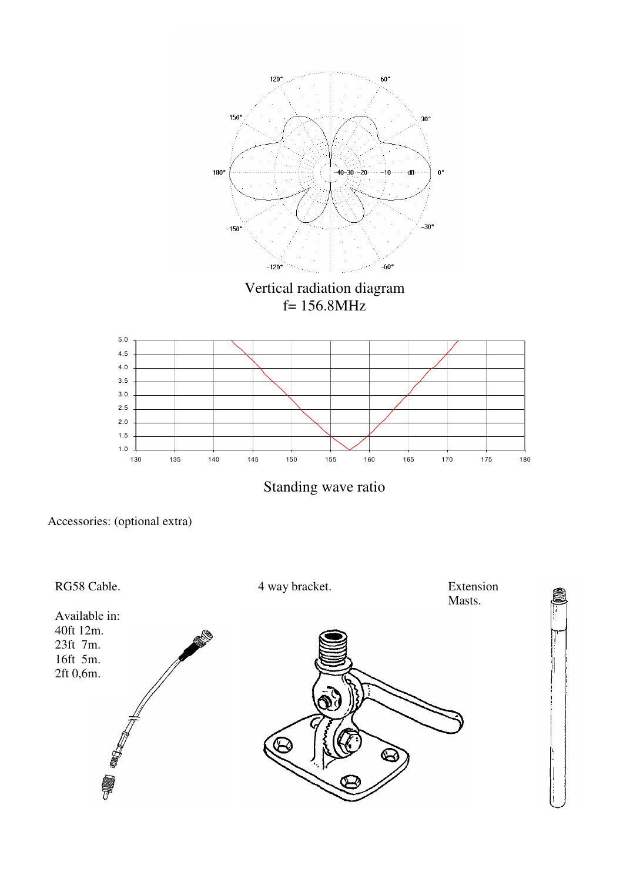120° 60°

150° 30°

180° -40 -30 -20 -10 dB 0°

-150° -30°

-120° -60°

Vertical radiation diagram
f= 156.8MHz

5.0
4.5
4.0
3.5
3.0
2.5
2.0
1.5
1.0

130 135 140 145 150 155 160 165 170 175 180

Standing wave ratio

Accessories: (optional extra)

RG58 Cable.

Available in:
40ft 12m.
23ft 7m.
16ft 5m.
2ft 0,6m.

4 way bracket.

Extension
Masts.